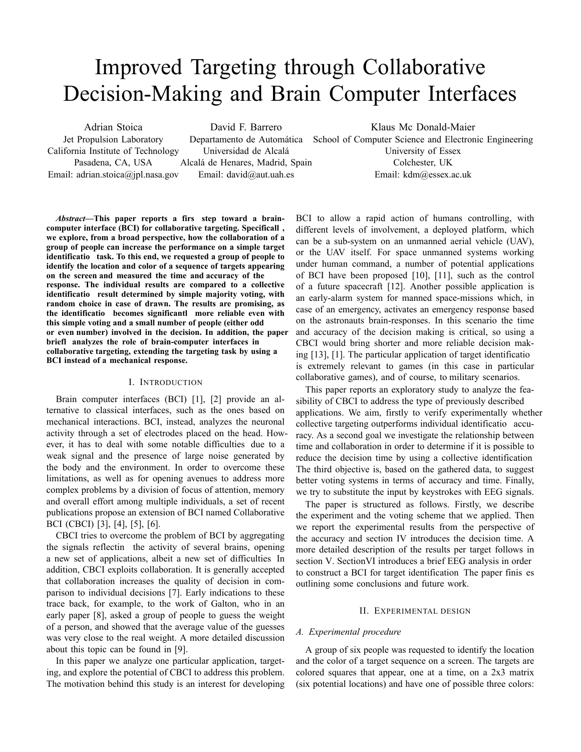# Improved Targeting through Collaborative Decision-Making and Brain Computer Interfaces

Adrian Stoica
Jet Propulsion Laboratory
California Institute of Technology
Pasadena, CA, USA
Email: adrian.stoica@jpl.nasa.gov

David F. Barrero
Departamento de Automática
Universidad de Alcalá
Alcalá de Henares, Madrid, Spain
Email: david@aut.uah.es

Klaus Mc Donald-Maier
School of Computer Science and Electronic Engineering
University of Essex
Colchester, UK
Email: kdm@essex.ac.uk

***Abstract*—This paper reports a firs step toward a brain-computer interface (BCI) for collaborative targeting. Specificall , we explore, from a broad perspective, how the collaboration of a group of people can increase the performance on a simple target identificatio task. To this end, we requested a group of people to identify the location and color of a sequence of targets appearing on the screen and measured the time and accuracy of the response. The individual results are compared to a collective identificatio result determined by simple majority voting, with random choice in case of drawn. The results are promising, as the identificatio becomes significantl more reliable even with this simple voting and a small number of people (either odd or even number) involved in the decision. In addition, the paper briefl analyzes the role of brain-computer interfaces in collaborative targeting, extending the targeting task by using a BCI instead of a mechanical response.**

## I. Introduction

Brain computer interfaces (BCI) [1], [2] provide an alternative to classical interfaces, such as the ones based on mechanical interactions. BCI, instead, analyzes the neuronal activity through a set of electrodes placed on the head. However, it has to deal with some notable difficulties due to a weak signal and the presence of large noise generated by the body and the environment. In order to overcome these limitations, as well as for opening avenues to address more complex problems by a division of focus of attention, memory and overall effort among multiple individuals, a set of recent publications propose an extension of BCI named Collaborative BCI (CBCI) [3], [4], [5], [6].

CBCI tries to overcome the problem of BCI by aggregating the signals reflectin the activity of several brains, opening a new set of applications, albeit a new set of difficulties In addition, CBCI exploits collaboration. It is generally accepted that collaboration increases the quality of decision in comparison to individual decisions [7]. Early indications to these trace back, for example, to the work of Galton, who in an early paper [8], asked a group of people to guess the weight of a person, and showed that the average value of the guesses was very close to the real weight. A more detailed discussion about this topic can be found in [9].

In this paper we analyze one particular application, targeting, and explore the potential of CBCI to address this problem. The motivation behind this study is an interest for developing BCI to allow a rapid action of humans controlling, with different levels of involvement, a deployed platform, which can be a sub-system on an unmanned aerial vehicle (UAV), or the UAV itself. For space unmanned systems working under human command, a number of potential applications of BCI have been proposed [10], [11], such as the control of a future spacecraft [12]. Another possible application is an early-alarm system for manned space-missions which, in case of an emergency, activates an emergency response based on the astronauts brain-responses. In this scenario the time and accuracy of the decision making is critical, so using a CBCI would bring shorter and more reliable decision making [13], [1]. The particular application of target identificatio is extremely relevant to games (in this case in particular collaborative games), and of course, to military scenarios.

This paper reports an exploratory study to analyze the feasibility of CBCI to address the type of previously described applications. We aim, firstly to verify experimentally whether collective targeting outperforms individual identificatio accuracy. As a second goal we investigate the relationship between time and collaboration in order to determine if it is possible to reduce the decision time by using a collective identification The third objective is, based on the gathered data, to suggest better voting systems in terms of accuracy and time. Finally, we try to substitute the input by keystrokes with EEG signals.

The paper is structured as follows. Firstly, we describe the experiment and the voting scheme that we applied. Then we report the experimental results from the perspective of the accuracy and section IV introduces the decision time. A more detailed description of the results per target follows in section V. SectionVI introduces a brief EEG analysis in order to construct a BCI for target identification The paper finis es outlining some conclusions and future work.

## II. Experimental design

### *A. Experimental procedure*

A group of six people was requested to identify the location and the color of a target sequence on a screen. The targets are colored squares that appear, one at a time, on a 2x3 matrix (six potential locations) and have one of possible three colors: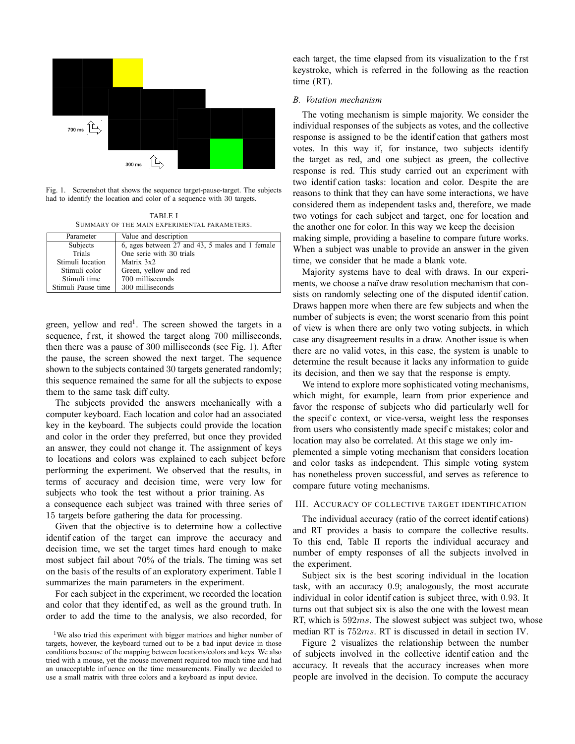700 ms

300 ms

Fig. 1. Screenshot that shows the sequence target-pause-target. The subjects had to identify the location and color of a sequence with 30 targets.

TABLE I
SUMMARY OF THE MAIN EXPERIMENTAL PARAMETERS.

| Parameter | Value and description |
| --- | --- |
| Subjects | 6, ages between 27 and 43, 5 males and 1 female |
| Trials | One serie with 30 trials |
| Stimuli location | Matrix 3x2 |
| Stimuli color | Green, yellow and red |
| Stimuli time | 700 milliseconds |
| Stimuli Pause time | 300 milliseconds |

green, yellow and red[1]. The screen showed the targets in a sequence, first, it showed the target along 700 milliseconds, then there was a pause of 300 milliseconds (see Fig. 1). After the pause, the screen showed the next target. The sequence shown to the subjects contained 30 targets generated randomly; this sequence remained the same for all the subjects to expose them to the same task difficulty.

The subjects provided the answers mechanically with a computer keyboard. Each location and color had an associated key in the keyboard. The subjects could provide the location and color in the order they preferred, but once they provided an answer, they could not change it. The assignment of keys to locations and colors was explained to each subject before performing the experiment. We observed that the results, in terms of accuracy and decision time, were very low for subjects who took the test without a prior training. As a consequence each subject was trained with three series of 15 targets before gathering the data for processing.

Given that the objective is to determine how a collective identification of the target can improve the accuracy and decision time, we set the target times hard enough to make most subject fail about 70% of the trials. The timing was set on the basis of the results of an exploratory experiment. Table I summarizes the main parameters in the experiment.

For each subject in the experiment, we recorded the location and color that they identified, as well as the ground truth. In order to add the time to the analysis, we also recorded, for each target, the time elapsed from its visualization to the first keystroke, which is referred in the following as the reaction time (RT).

[1]We also tried this experiment with bigger matrices and higher number of targets, however, the keyboard turned out to be a bad input device in those conditions because of the mapping between locations/colors and keys. We also tried with a mouse, yet the mouse movement required too much time and had an unacceptable influence on the time measurements. Finally we decided to use a small matrix with three colors and a keyboard as input device.

### *B. Votation mechanism*

The voting mechanism is simple majority. We consider the individual responses of the subjects as votes, and the collective response is assigned to be the identification that gathers most votes. In this way if, for instance, two subjects identify the target as red, and one subject as green, the collective response is red. This study carried out an experiment with two identification tasks: location and color. Despite the are reasons to think that they can have some interactions, we have considered them as independent tasks and, therefore, we made two votings for each subject and target, one for location and the another one for color. In this way we keep the decision making simple, providing a baseline to compare future works. When a subject was unable to provide an answer in the given time, we consider that he made a blank vote.

Majority systems have to deal with draws. In our experiments, we choose a naïve draw resolution mechanism that consists on randomly selecting one of the disputed identification. Draws happen more when there are few subjects and when the number of subjects is even; the worst scenario from this point of view is when there are only two voting subjects, in which case any disagreement results in a draw. Another issue is when there are no valid votes, in this case, the system is unable to determine the result because it lacks any information to guide its decision, and then we say that the response is empty.

We intend to explore more sophisticated voting mechanisms, which might, for example, learn from prior experience and favor the response of subjects who did particularly well for the specific context, or vice-versa, weight less the responses from users who consistently made specific mistakes; color and location may also be correlated. At this stage we only implemented a simple voting mechanism that considers location and color tasks as independent. This simple voting system has nonetheless proven successful, and serves as reference to compare future voting mechanisms.

## III. ACCURACY OF COLLECTIVE TARGET IDENTIFICATION

The individual accuracy (ratio of the correct identifications) and RT provides a basis to compare the collective results. To this end, Table II reports the individual accuracy and number of empty responses of all the subjects involved in the experiment.

Subject six is the best scoring individual in the location task, with an accuracy $0.9$; analogously, the most accurate individual in color identification is subject three, with $0.93$. It turns out that subject six is also the one with the lowest mean RT, which is $592ms$. The slowest subject was subject two, whose median RT is $752ms$. RT is discussed in detail in section IV.

Figure 2 visualizes the relationship between the number of subjects involved in the collective identification and the accuracy. It reveals that the accuracy increases when more people are involved in the decision. To compute the accuracy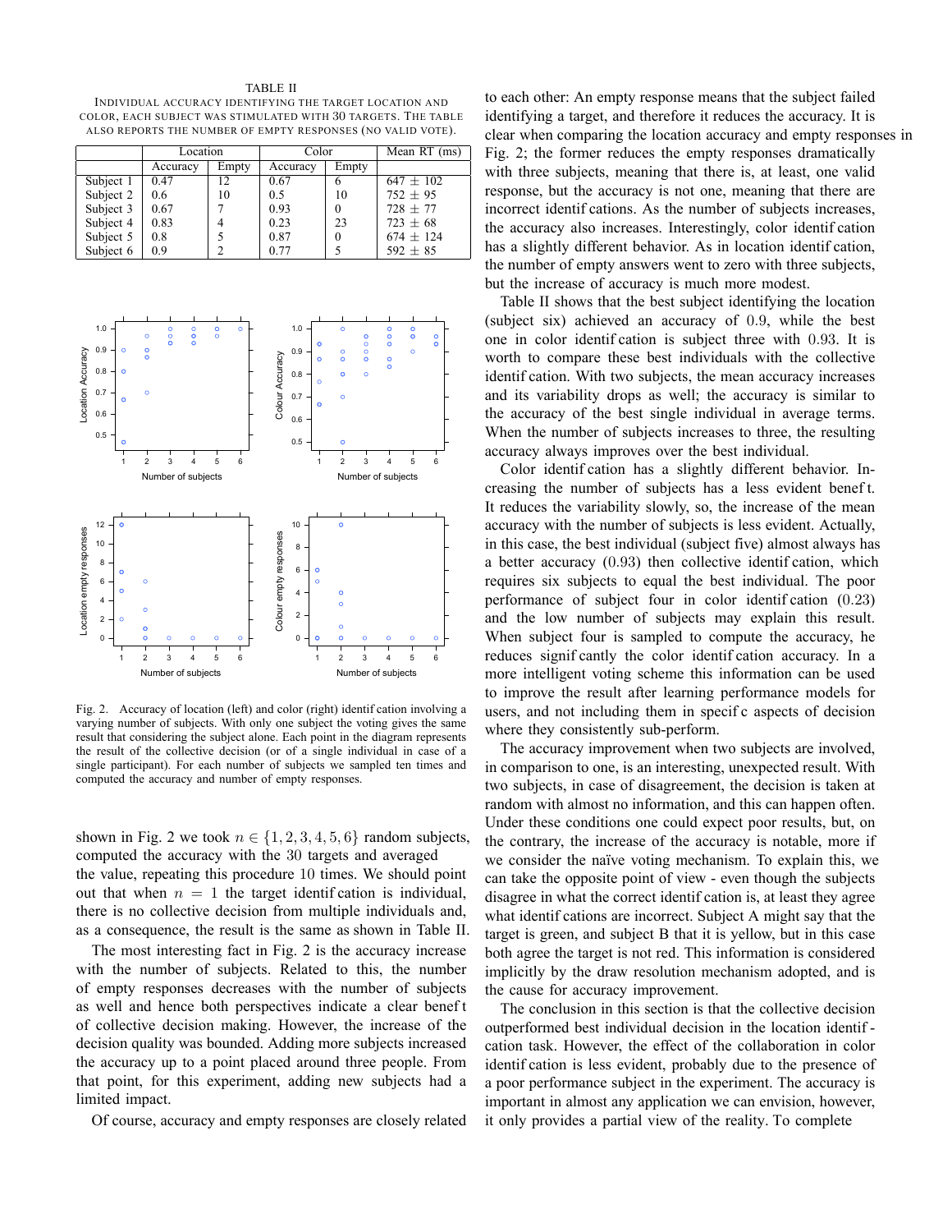TABLE II

INDIVIDUAL ACCURACY IDENTIFYING THE TARGET LOCATION AND COLOR, EACH SUBJECT WAS STIMULATED WITH 30 TARGETS. THE TABLE ALSO REPORTS THE NUMBER OF EMPTY RESPONSES (NO VALID VOTE).

| | Location | | Color | | Mean RT (ms) |
|---|---|---|---|---|---|
| | Accuracy | Empty | Accuracy | Empty | |
| Subject 1 | 0.47 | 12 | 0.67 | 6 | 647 ± 102 |
| Subject 2 | 0.6 | 10 | 0.5 | 10 | 752 ± 95 |
| Subject 3 | 0.67 | 7 | 0.93 | 0 | 728 ± 77 |
| Subject 4 | 0.83 | 4 | 0.23 | 23 | 723 ± 68 |
| Subject 5 | 0.8 | 5 | 0.87 | 0 | 674 ± 124 |
| Subject 6 | 0.9 | 2 | 0.77 | 5 | 592 ± 85 |

Fig. 2. Accuracy of location (left) and color (right) identification involving a varying number of subjects. With only one subject the voting gives the same result that considering the subject alone. Each point in the diagram represents the result of the collective decision (or of a single individual in case of a single participant). For each number of subjects we sampled ten times and computed the accuracy and number of empty responses.

shown in Fig. 2 we took $n \in \{1, 2, 3, 4, 5, 6\}$ random subjects, computed the accuracy with the 30 targets and averaged the value, repeating this procedure 10 times. We should point out that when $n = 1$ the target identification is individual, there is no collective decision from multiple individuals and, as a consequence, the result is the same as shown in Table II.

The most interesting fact in Fig. 2 is the accuracy increase with the number of subjects. Related to this, the number of empty responses decreases with the number of subjects as well and hence both perspectives indicate a clear benefit of collective decision making. However, the increase of the decision quality was bounded. Adding more subjects increased the accuracy up to a point placed around three people. From that point, for this experiment, adding new subjects had a limited impact.

Of course, accuracy and empty responses are closely related to each other: An empty response means that the subject failed identifying a target, and therefore it reduces the accuracy. It is clear when comparing the location accuracy and empty responses in Fig. 2; the former reduces the empty responses dramatically with three subjects, meaning that there is, at least, one valid response, but the accuracy is not one, meaning that there are incorrect identifications. As the number of subjects increases, the accuracy also increases. Interestingly, color identification has a slightly different behavior. As in location identification, the number of empty answers went to zero with three subjects, but the increase of accuracy is much more modest.

Table II shows that the best subject identifying the location (subject six) achieved an accuracy of 0.9, while the best one in color identification is subject three with 0.93. It is worth to compare these best individuals with the collective identification. With two subjects, the mean accuracy increases and its variability drops as well; the accuracy is similar to the accuracy of the best single individual in average terms. When the number of subjects increases to three, the resulting accuracy always improves over the best individual.

Color identification has a slightly different behavior. Increasing the number of subjects has a less evident benefit. It reduces the variability slowly, so, the increase of the mean accuracy with the number of subjects is less evident. Actually, in this case, the best individual (subject five) almost always has a better accuracy (0.93) then collective identification, which requires six subjects to equal the best individual. The poor performance of subject four in color identification (0.23) and the low number of subjects may explain this result. When subject four is sampled to compute the accuracy, he reduces significantly the color identification accuracy. In a more intelligent voting scheme this information can be used to improve the result after learning performance models for users, and not including them in specific aspects of decision where they consistently sub-perform.

The accuracy improvement when two subjects are involved, in comparison to one, is an interesting, unexpected result. With two subjects, in case of disagreement, the decision is taken at random with almost no information, and this can happen often. Under these conditions one could expect poor results, but, on the contrary, the increase of the accuracy is notable, more if we consider the naïve voting mechanism. To explain this, we can take the opposite point of view - even though the subjects disagree in what the correct identification is, at least they agree what identifications are incorrect. Subject A might say that the target is green, and subject B that it is yellow, but in this case both agree the target is not red. This information is considered implicitly by the draw resolution mechanism adopted, and is the cause for accuracy improvement.

The conclusion in this section is that the collective decision outperformed best individual decision in the location identification task. However, the effect of the collaboration in color identification is less evident, probably due to the presence of a poor performance subject in the experiment. The accuracy is important in almost any application we can envision, however, it only provides a partial view of the reality. To complete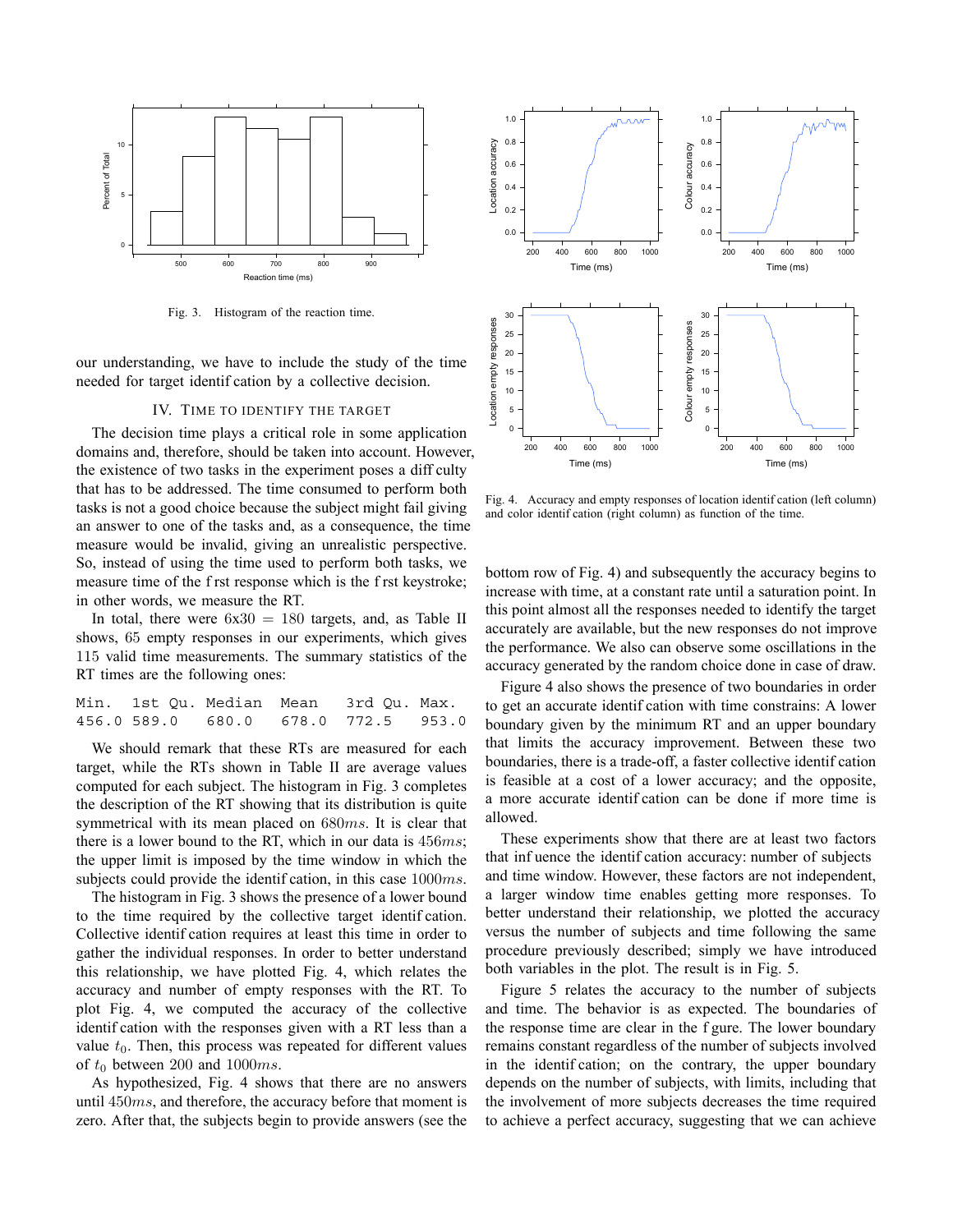Fig. 3. Histogram of the reaction time.

our understanding, we have to include the study of the time needed for target identification by a collective decision.

## IV. Time to Identify the Target

The decision time plays a critical role in some application domains and, therefore, should be taken into account. However, the existence of two tasks in the experiment poses a difficulty that has to be addressed. The time consumed to perform both tasks is not a good choice because the subject might fail giving an answer to one of the tasks and, as a consequence, the time measure would be invalid, giving an unrealistic perspective. So, instead of using the time used to perform both tasks, we measure time of the first response which is the first keystroke; in other words, we measure the RT.

In total, there were $6 \text{x} 30 = 180$ targets, and, as Table II shows, 65 empty responses in our experiments, which gives 115 valid time measurements. The summary statistics of the RT times are the following ones:

```
Min.  1st Qu. Median  Mean   3rd Qu. Max.
456.0 589.0   680.0   678.0  772.5   953.0
```

We should remark that these RTs are measured for each target, while the RTs shown in Table II are average values computed for each subject. The histogram in Fig. 3 completes the description of the RT showing that its distribution is quite symmetrical with its mean placed on $680ms$. It is clear that there is a lower bound to the RT, which in our data is $456ms$; the upper limit is imposed by the time window in which the subjects could provide the identification, in this case $1000ms$.

The histogram in Fig. 3 shows the presence of a lower bound to the time required by the collective target identification. Collective identification requires at least this time in order to gather the individual responses. In order to better understand this relationship, we have plotted Fig. 4, which relates the accuracy and number of empty responses with the RT. To plot Fig. 4, we computed the accuracy of the collective identification with the responses given with a RT less than a value $t_0$. Then, this process was repeated for different values of $t_0$ between 200 and $1000ms$.

As hypothesized, Fig. 4 shows that there are no answers until $450ms$, and therefore, the accuracy before that moment is zero. After that, the subjects begin to provide answers (see the bottom row of Fig. 4) and subsequently the accuracy begins to increase with time, at a constant rate until a saturation point. In this point almost all the responses needed to identify the target accurately are available, but the new responses do not improve the performance. We also can observe some oscillations in the accuracy generated by the random choice done in case of draw.

Fig. 4. Accuracy and empty responses of location identification (left column) and color identification (right column) as function of the time.

Figure 4 also shows the presence of two boundaries in order to get an accurate identification with time constrains: A lower boundary given by the minimum RT and an upper boundary that limits the accuracy improvement. Between these two boundaries, there is a trade-off, a faster collective identification is feasible at a cost of a lower accuracy; and the opposite, a more accurate identification can be done if more time is allowed.

These experiments show that there are at least two factors that influence the identification accuracy: number of subjects and time window. However, these factors are not independent, a larger window time enables getting more responses. To better understand their relationship, we plotted the accuracy versus the number of subjects and time following the same procedure previously described; simply we have introduced both variables in the plot. The result is in Fig. 5.

Figure 5 relates the accuracy to the number of subjects and time. The behavior is as expected. The boundaries of the response time are clear in the figure. The lower boundary remains constant regardless of the number of subjects involved in the identification; on the contrary, the upper boundary depends on the number of subjects, with limits, including that the involvement of more subjects decreases the time required to achieve a perfect accuracy, suggesting that we can achieve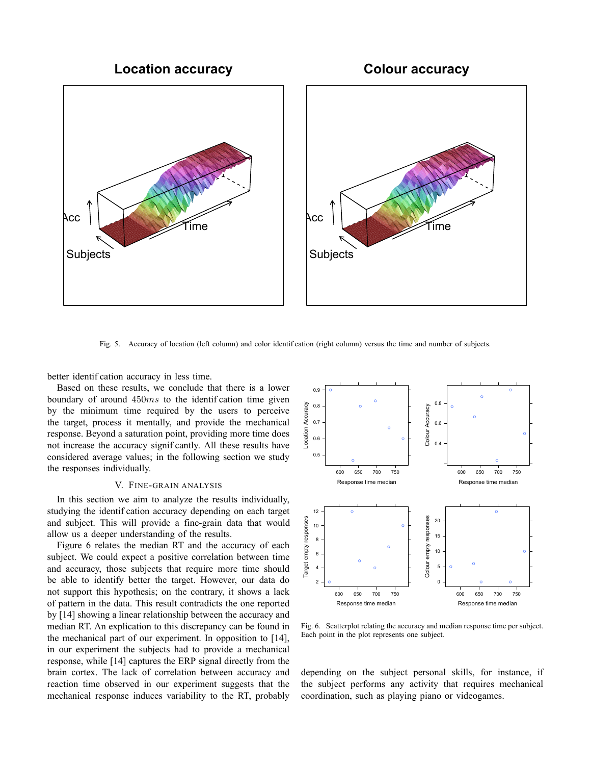Fig. 5. Accuracy of location (left column) and color identification (right column) versus the time and number of subjects.

better identification accuracy in less time.

Based on these results, we conclude that there is a lower boundary of around $450ms$ to the identification time given by the minimum time required by the users to perceive the target, process it mentally, and provide the mechanical response. Beyond a saturation point, providing more time does not increase the accuracy significantly. All these results have considered average values; in the following section we study the responses individually.

## V. Fine-grain analysis

In this section we aim to analyze the results individually, studying the identification accuracy depending on each target and subject. This will provide a fine-grain data that would allow us a deeper understanding of the results.

Figure 6 relates the median RT and the accuracy of each subject. We could expect a positive correlation between time and accuracy, those subjects that require more time should be able to identify better the target. However, our data do not support this hypothesis; on the contrary, it shows a lack of pattern in the data. This result contradicts the one reported by [14] showing a linear relationship between the accuracy and median RT. An explication to this discrepancy can be found in the mechanical part of our experiment. In opposition to [14], in our experiment the subjects had to provide a mechanical response, while [14] captures the ERP signal directly from the brain cortex. The lack of correlation between accuracy and reaction time observed in our experiment suggests that the mechanical response induces variability to the RT, probably depending on the subject personal skills, for instance, if the subject performs any activity that requires mechanical coordination, such as playing piano or videogames.

Fig. 6. Scatterplot relating the accuracy and median response time per subject. Each point in the plot represents one subject.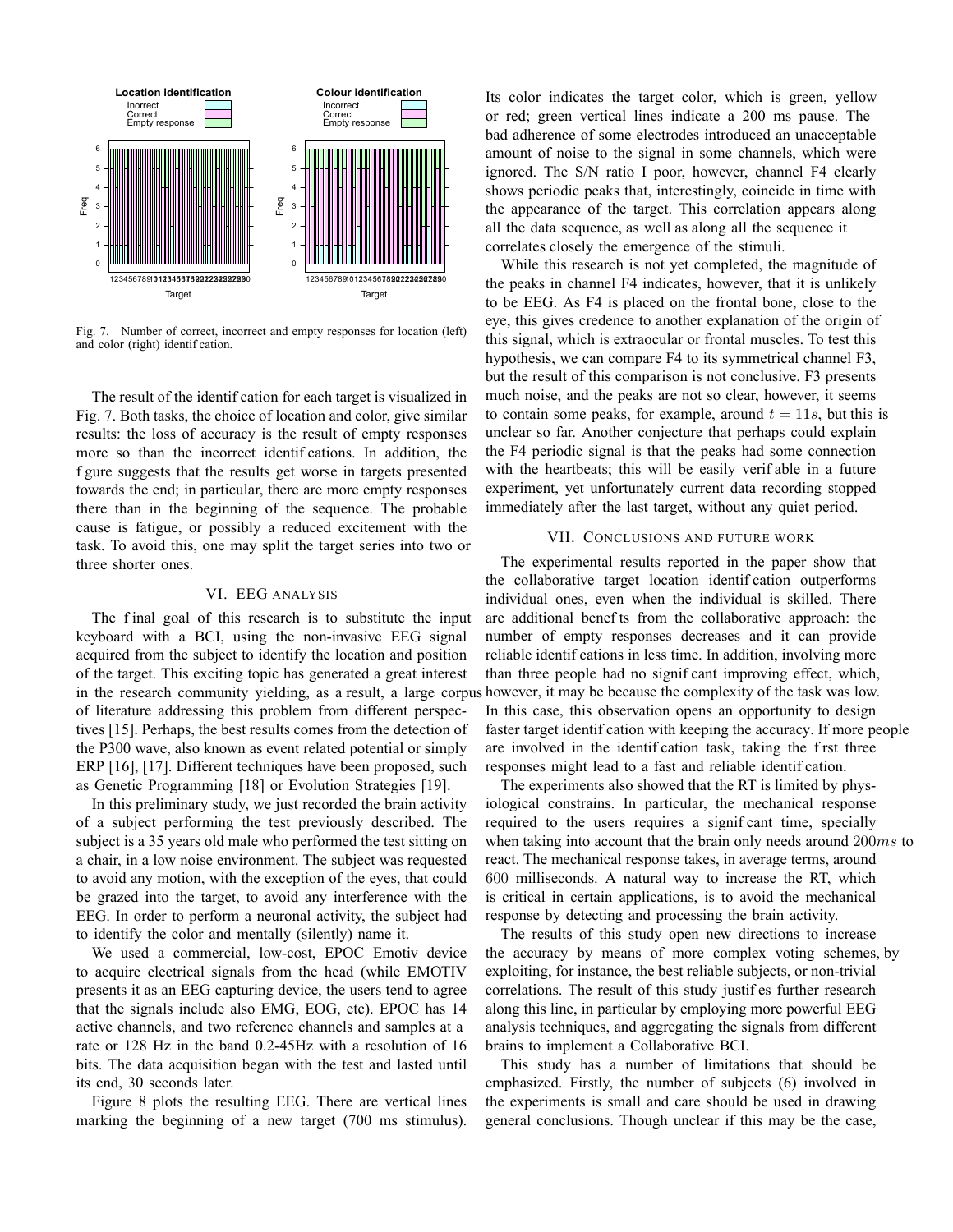Fig. 7. Number of correct, incorrect and empty responses for location (left) and color (right) identification.

The result of the identification for each target is visualized in Fig. 7. Both tasks, the choice of location and color, give similar results: the loss of accuracy is the result of empty responses more so than the incorrect identifications. In addition, the figure suggests that the results get worse in targets presented towards the end; in particular, there are more empty responses there than in the beginning of the sequence. The probable cause is fatigue, or possibly a reduced excitement with the task. To avoid this, one may split the target series into two or three shorter ones.

## VI. EEG ANALYSIS

The final goal of this research is to substitute the input keyboard with a BCI, using the non-invasive EEG signal acquired from the subject to identify the location and position of the target. This exciting topic has generated a great interest in the research community yielding, as a result, a large corpus of literature addressing this problem from different perspectives [15]. Perhaps, the best results comes from the detection of the P300 wave, also known as event related potential or simply ERP [16], [17]. Different techniques have been proposed, such as Genetic Programming [18] or Evolution Strategies [19].

In this preliminary study, we just recorded the brain activity of a subject performing the test previously described. The subject is a 35 years old male who performed the test sitting on a chair, in a low noise environment. The subject was requested to avoid any motion, with the exception of the eyes, that could be grazed into the target, to avoid any interference with the EEG. In order to perform a neuronal activity, the subject had to identify the color and mentally (silently) name it.

We used a commercial, low-cost, EPOC Emotiv device to acquire electrical signals from the head (while EMOTIV presents it as an EEG capturing device, the users tend to agree that the signals include also EMG, EOG, etc). EPOC has 14 active channels, and two reference channels and samples at a rate or 128 Hz in the band 0.2-45Hz with a resolution of 16 bits. The data acquisition began with the test and lasted until its end, 30 seconds later.

Figure 8 plots the resulting EEG. There are vertical lines marking the beginning of a new target (700 ms stimulus). Its color indicates the target color, which is green, yellow or red; green vertical lines indicate a 200 ms pause. The bad adherence of some electrodes introduced an unacceptable amount of noise to the signal in some channels, which were ignored. The S/N ratio I poor, however, channel F4 clearly shows periodic peaks that, interestingly, coincide in time with the appearance of the target. This correlation appears along all the data sequence, as well as along all the sequence it correlates closely the emergence of the stimuli.

While this research is not yet completed, the magnitude of the peaks in channel F4 indicates, however, that it is unlikely to be EEG. As F4 is placed on the frontal bone, close to the eye, this gives credence to another explanation of the origin of this signal, which is extraocular or frontal muscles. To test this hypothesis, we can compare F4 to its symmetrical channel F3, but the result of this comparison is not conclusive. F3 presents much noise, and the peaks are not so clear, however, it seems to contain some peaks, for example, around $t = 11s$, but this is unclear so far. Another conjecture that perhaps could explain the F4 periodic signal is that the peaks had some connection with the heartbeats; this will be easily verifiable in a future experiment, yet unfortunately current data recording stopped immediately after the last target, without any quiet period.

## VII. CONCLUSIONS AND FUTURE WORK

The experimental results reported in the paper show that the collaborative target location identification outperforms individual ones, even when the individual is skilled. There are additional benefits from the collaborative approach: the number of empty responses decreases and it can provide reliable identifications in less time. In addition, involving more than three people had no significant improving effect, which, however, it may be because the complexity of the task was low. In this case, this observation opens an opportunity to design faster target identification with keeping the accuracy. If more people are involved in the identification task, taking the first three responses might lead to a fast and reliable identification.

The experiments also showed that the RT is limited by physiological constrains. In particular, the mechanical response required to the users requires a significant time, specially when taking into account that the brain only needs around $200ms$ to react. The mechanical response takes, in average terms, around 600 milliseconds. A natural way to increase the RT, which is critical in certain applications, is to avoid the mechanical response by detecting and processing the brain activity.

The results of this study open new directions to increase the accuracy by means of more complex voting schemes, by exploiting, for instance, the best reliable subjects, or non-trivial correlations. The result of this study justifies further research along this line, in particular by employing more powerful EEG analysis techniques, and aggregating the signals from different brains to implement a Collaborative BCI.

This study has a number of limitations that should be emphasized. Firstly, the number of subjects (6) involved in the experiments is small and care should be used in drawing general conclusions. Though unclear if this may be the case,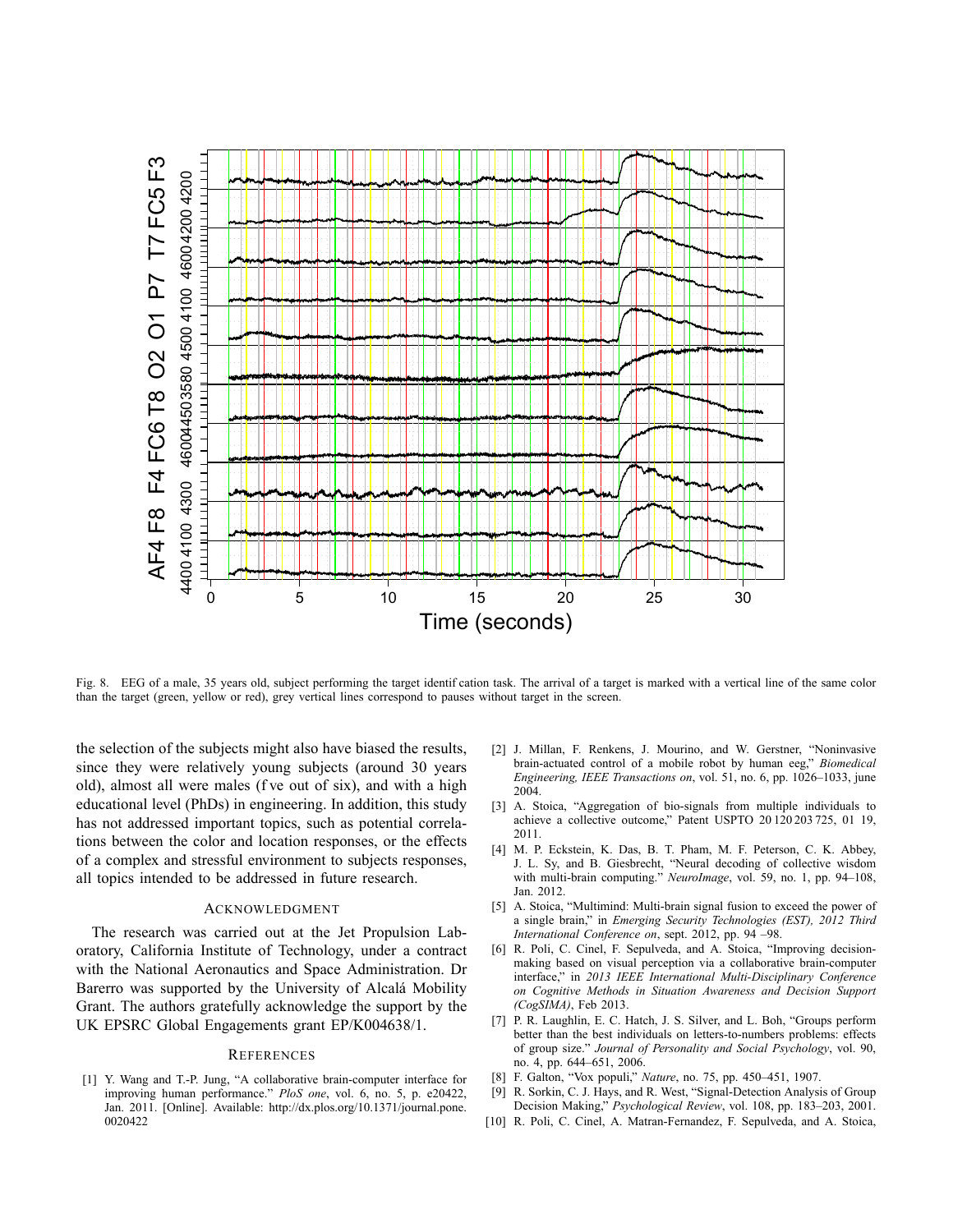Fig. 8. EEG of a male, 35 years old, subject performing the target identification task. The arrival of a target is marked with a vertical line of the same color than the target (green, yellow or red), grey vertical lines correspond to pauses without target in the screen.

the selection of the subjects might also have biased the results, since they were relatively young subjects (around 30 years old), almost all were males (five out of six), and with a high educational level (PhDs) in engineering. In addition, this study has not addressed important topics, such as potential correlations between the color and location responses, or the effects of a complex and stressful environment to subjects responses, all topics intended to be addressed in future research.

## ACKNOWLEDGMENT

The research was carried out at the Jet Propulsion Laboratory, California Institute of Technology, under a contract with the National Aeronautics and Space Administration. Dr Barerro was supported by the University of Alcalá Mobility Grant. The authors gratefully acknowledge the support by the UK EPSRC Global Engagements grant EP/K004638/1.

## REFERENCES

[1] Y. Wang and T.-P. Jung, "A collaborative brain-computer interface for improving human performance." *PloS one*, vol. 6, no. 5, p. e20422, Jan. 2011. [Online]. Available: http://dx.plos.org/10.1371/journal.pone.0020422

[2] J. Millan, F. Renkens, J. Mourino, and W. Gerstner, "Noninvasive brain-actuated control of a mobile robot by human eeg," *Biomedical Engineering, IEEE Transactions on*, vol. 51, no. 6, pp. 1026–1033, june 2004.

[3] A. Stoica, "Aggregation of bio-signals from multiple individuals to achieve a collective outcome," Patent USPTO 20 120 203 725, 01 19, 2011.

[4] M. P. Eckstein, K. Das, B. T. Pham, M. F. Peterson, C. K. Abbey, J. L. Sy, and B. Giesbrecht, "Neural decoding of collective wisdom with multi-brain computing." *NeuroImage*, vol. 59, no. 1, pp. 94–108, Jan. 2012.

[5] A. Stoica, "Multimind: Multi-brain signal fusion to exceed the power of a single brain," in *Emerging Security Technologies (EST), 2012 Third International Conference on*, sept. 2012, pp. 94 –98.

[6] R. Poli, C. Cinel, F. Sepulveda, and A. Stoica, "Improving decision-making based on visual perception via a collaborative brain-computer interface," in *2013 IEEE International Multi-Disciplinary Conference on Cognitive Methods in Situation Awareness and Decision Support (CogSIMA)*, Feb 2013.

[7] P. R. Laughlin, E. C. Hatch, J. S. Silver, and L. Boh, "Groups perform better than the best individuals on letters-to-numbers problems: effects of group size." *Journal of Personality and Social Psychology*, vol. 90, no. 4, pp. 644–651, 2006.

[8] F. Galton, "Vox populi," *Nature*, no. 75, pp. 450–451, 1907.

[9] R. Sorkin, C. J. Hays, and R. West, "Signal-Detection Analysis of Group Decision Making," *Psychological Review*, vol. 108, pp. 183–203, 2001.

[10] R. Poli, C. Cinel, A. Matran-Fernandez, F. Sepulveda, and A. Stoica,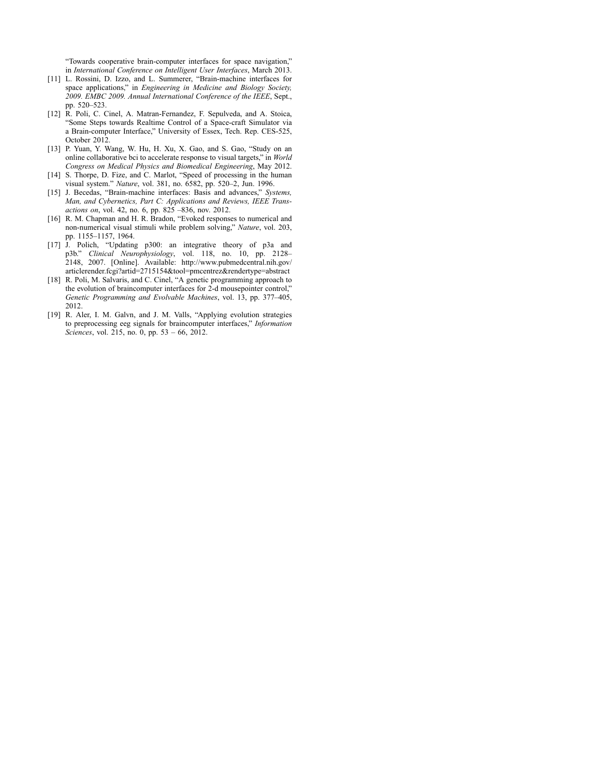"Towards cooperative brain-computer interfaces for space navigation," in *International Conference on Intelligent User Interfaces*, March 2013.

[11] L. Rossini, D. Izzo, and L. Summerer, "Brain-machine interfaces for space applications," in *Engineering in Medicine and Biology Society, 2009. EMBC 2009. Annual International Conference of the IEEE*, Sept., pp. 520–523.

[12] R. Poli, C. Cinel, A. Matran-Fernandez, F. Sepulveda, and A. Stoica, "Some Steps towards Realtime Control of a Space-craft Simulator via a Brain-computer Interface," University of Essex, Tech. Rep. CES-525, October 2012.

[13] P. Yuan, Y. Wang, W. Hu, H. Xu, X. Gao, and S. Gao, "Study on an online collaborative bci to accelerate response to visual targets," in *World Congress on Medical Physics and Biomedical Engineering*, May 2012.

[14] S. Thorpe, D. Fize, and C. Marlot, "Speed of processing in the human visual system." *Nature*, vol. 381, no. 6582, pp. 520–2, Jun. 1996.

[15] J. Becedas, "Brain-machine interfaces: Basis and advances," *Systems, Man, and Cybernetics, Part C: Applications and Reviews, IEEE Transactions on*, vol. 42, no. 6, pp. 825 –836, nov. 2012.

[16] R. M. Chapman and H. R. Bradon, "Evoked responses to numerical and non-numerical visual stimuli while problem solving," *Nature*, vol. 203, pp. 1155–1157, 1964.

[17] J. Polich, "Updating p300: an integrative theory of p3a and p3b." *Clinical Neurophysiology*, vol. 118, no. 10, pp. 2128–2148, 2007. [Online]. Available: http://www.pubmedcentral.nih.gov/articlerender.fcgi?artid=2715154&tool=pmcentrez&rendertype=abstract

[18] R. Poli, M. Salvaris, and C. Cinel, "A genetic programming approach to the evolution of braincomputer interfaces for 2-d mousepointer control," *Genetic Programming and Evolvable Machines*, vol. 13, pp. 377–405, 2012.

[19] R. Aler, I. M. Galvn, and J. M. Valls, "Applying evolution strategies to preprocessing eeg signals for braincomputer interfaces," *Information Sciences*, vol. 215, no. 0, pp. 53 – 66, 2012.